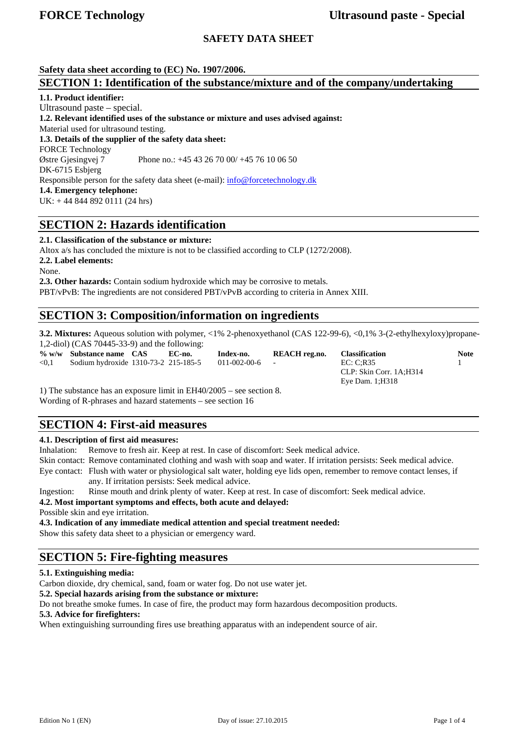# SAFETY DATA SHEET

**Safety data sheet according to (EC) No. 1907/2006.**

## SECTION 1: Identification of the substance/mixture and of the company/undertaking

**1.1. Product identifier:**

Ultrasound paste – special.

**1.2. Relevant identified uses of the substance or mixture and uses advised against:**

Material used for ultrasound testing.

**1.3. Details of the supplier of the safety data sheet:**

FORCE Technology
Østre Gjesingvej 7 Phone no.: +45 43 26 70 00/ +45 76 10 06 50
DK-6715 Esbjerg
Responsible person for the safety data sheet (e-mail): info@forcetechnology.dk

**1.4. Emergency telephone:**

UK: + 44 844 892 0111 (24 hrs)

## SECTION 2: Hazards identification

**2.1. Classification of the substance or mixture:**

Altox a/s has concluded the mixture is not to be classified according to CLP (1272/2008).

**2.2. Label elements:**

None.

**2.3. Other hazards:** Contain sodium hydroxide which may be corrosive to metals.

PBT/vPvB: The ingredients are not considered PBT/vPvB according to criteria in Annex XIII.

## SECTION 3: Composition/information on ingredients

**3.2. Mixtures:** Aqueous solution with polymer, <1% 2-phenoxyethanol (CAS 122-99-6), <0,1% 3-(2-ethylhexyloxy)propane-1,2-diol) (CAS 70445-33-9) and the following:

| % w/w | Substance name | CAS | EC-no. | Index-no. | REACH reg.no. | Classification | Note |
|---|---|---|---|---|---|---|---|
| <0,1 | Sodium hydroxide | 1310-73-2 | 215-185-5 | 011-002-00-6 | - | EC: C;R35<br>CLP: Skin Corr. 1A;H314<br>Eye Dam. 1;H318 | 1 |

1) The substance has an exposure limit in EH40/2005 – see section 8.
Wording of R-phrases and hazard statements – see section 16

## SECTION 4: First-aid measures

**4.1. Description of first aid measures:**

Inhalation: Remove to fresh air. Keep at rest. In case of discomfort: Seek medical advice.

Skin contact: Remove contaminated clothing and wash with soap and water. If irritation persists: Seek medical advice.

Eye contact: Flush with water or physiological salt water, holding eye lids open, remember to remove contact lenses, if any. If irritation persists: Seek medical advice.

Ingestion: Rinse mouth and drink plenty of water. Keep at rest. In case of discomfort: Seek medical advice.

**4.2. Most important symptoms and effects, both acute and delayed:**

Possible skin and eye irritation.

**4.3. Indication of any immediate medical attention and special treatment needed:**

Show this safety data sheet to a physician or emergency ward.

## SECTION 5: Fire-fighting measures

**5.1. Extinguishing media:**

Carbon dioxide, dry chemical, sand, foam or water fog. Do not use water jet.

**5.2. Special hazards arising from the substance or mixture:**

Do not breathe smoke fumes. In case of fire, the product may form hazardous decomposition products.

**5.3. Advice for firefighters:**

When extinguishing surrounding fires use breathing apparatus with an independent source of air.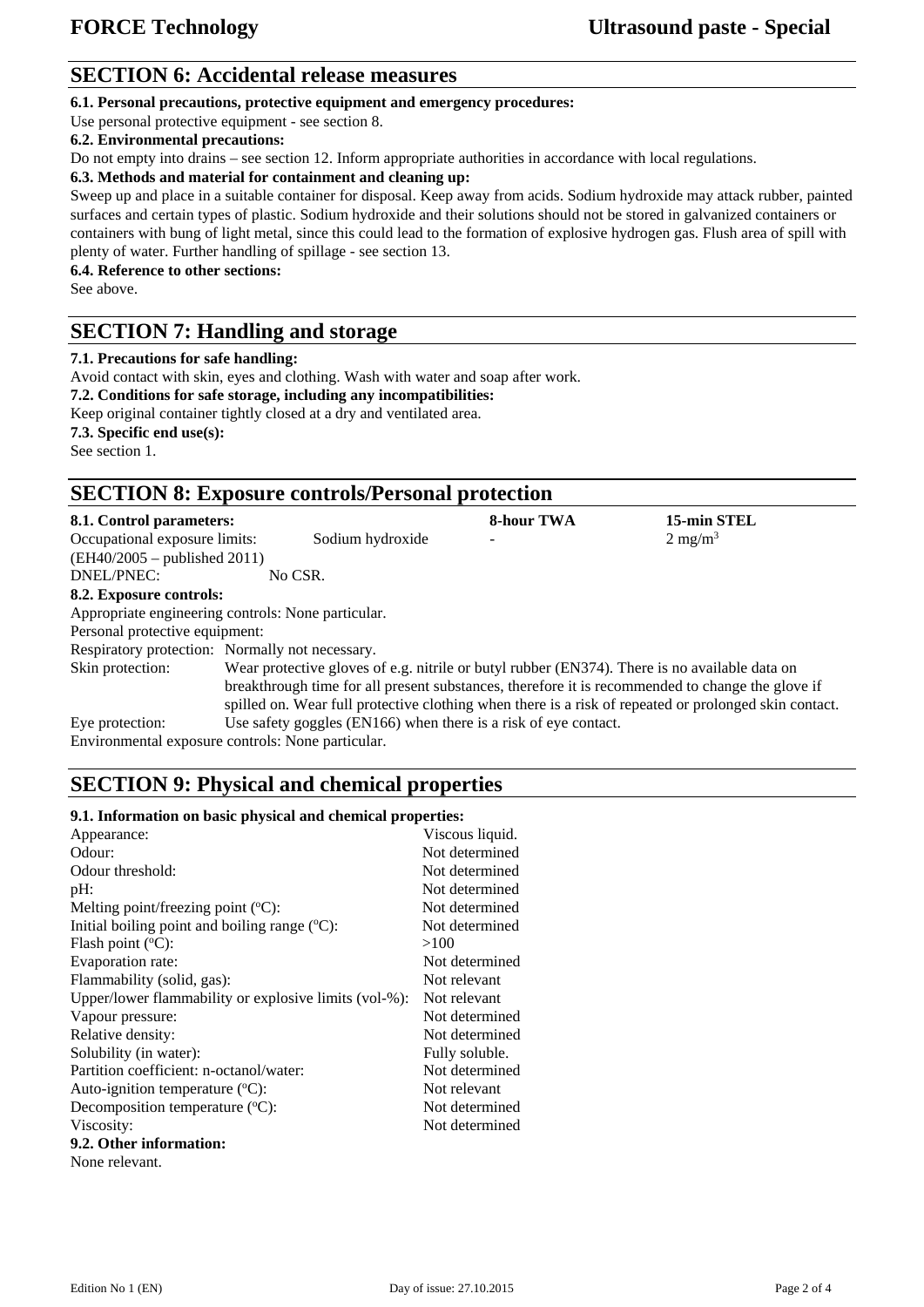## SECTION 6: Accidental release measures

**6.1. Personal precautions, protective equipment and emergency procedures:**

Use personal protective equipment - see section 8.

**6.2. Environmental precautions:**

Do not empty into drains – see section 12. Inform appropriate authorities in accordance with local regulations.

**6.3. Methods and material for containment and cleaning up:**

Sweep up and place in a suitable container for disposal. Keep away from acids. Sodium hydroxide may attack rubber, painted surfaces and certain types of plastic. Sodium hydroxide and their solutions should not be stored in galvanized containers or containers with bung of light metal, since this could lead to the formation of explosive hydrogen gas. Flush area of spill with plenty of water. Further handling of spillage - see section 13.

**6.4. Reference to other sections:**

See above.

## SECTION 7: Handling and storage

**7.1. Precautions for safe handling:**

Avoid contact with skin, eyes and clothing. Wash with water and soap after work.

**7.2. Conditions for safe storage, including any incompatibilities:**

Keep original container tightly closed at a dry and ventilated area.

**7.3. Specific end use(s):**

See section 1.

## SECTION 8: Exposure controls/Personal protection

| **8.1. Control parameters:** | | **8-hour TWA** | **15-min STEL** |
|---|---|---|---|
| Occupational exposure limits: (EH40/2005 – published 2011) | Sodium hydroxide | - | 2 mg/m$^3$ |

DNEL/PNEC: No CSR.

**8.2. Exposure controls:**

Appropriate engineering controls: None particular.

Personal protective equipment:

Respiratory protection: Normally not necessary.

Skin protection: Wear protective gloves of e.g. nitrile or butyl rubber (EN374). There is no available data on breakthrough time for all present substances, therefore it is recommended to change the glove if spilled on. Wear full protective clothing when there is a risk of repeated or prolonged skin contact.

Eye protection: Use safety goggles (EN166) when there is a risk of eye contact.

Environmental exposure controls: None particular.

## SECTION 9: Physical and chemical properties

**9.1. Information on basic physical and chemical properties:**

| | |
|---|---|
| Appearance: | Viscous liquid. |
| Odour: | Not determined |
| Odour threshold: | Not determined |
| pH: | Not determined |
| Melting point/freezing point (°C): | Not determined |
| Initial boiling point and boiling range (°C): | Not determined |
| Flash point (°C): | >100 |
| Evaporation rate: | Not determined |
| Flammability (solid, gas): | Not relevant |
| Upper/lower flammability or explosive limits (vol-%): | Not relevant |
| Vapour pressure: | Not determined |
| Relative density: | Not determined |
| Solubility (in water): | Fully soluble. |
| Partition coefficient: n-octanol/water: | Not determined |
| Auto-ignition temperature (°C): | Not relevant |
| Decomposition temperature (°C): | Not determined |
| Viscosity: | Not determined |

**9.2. Other information:**

None relevant.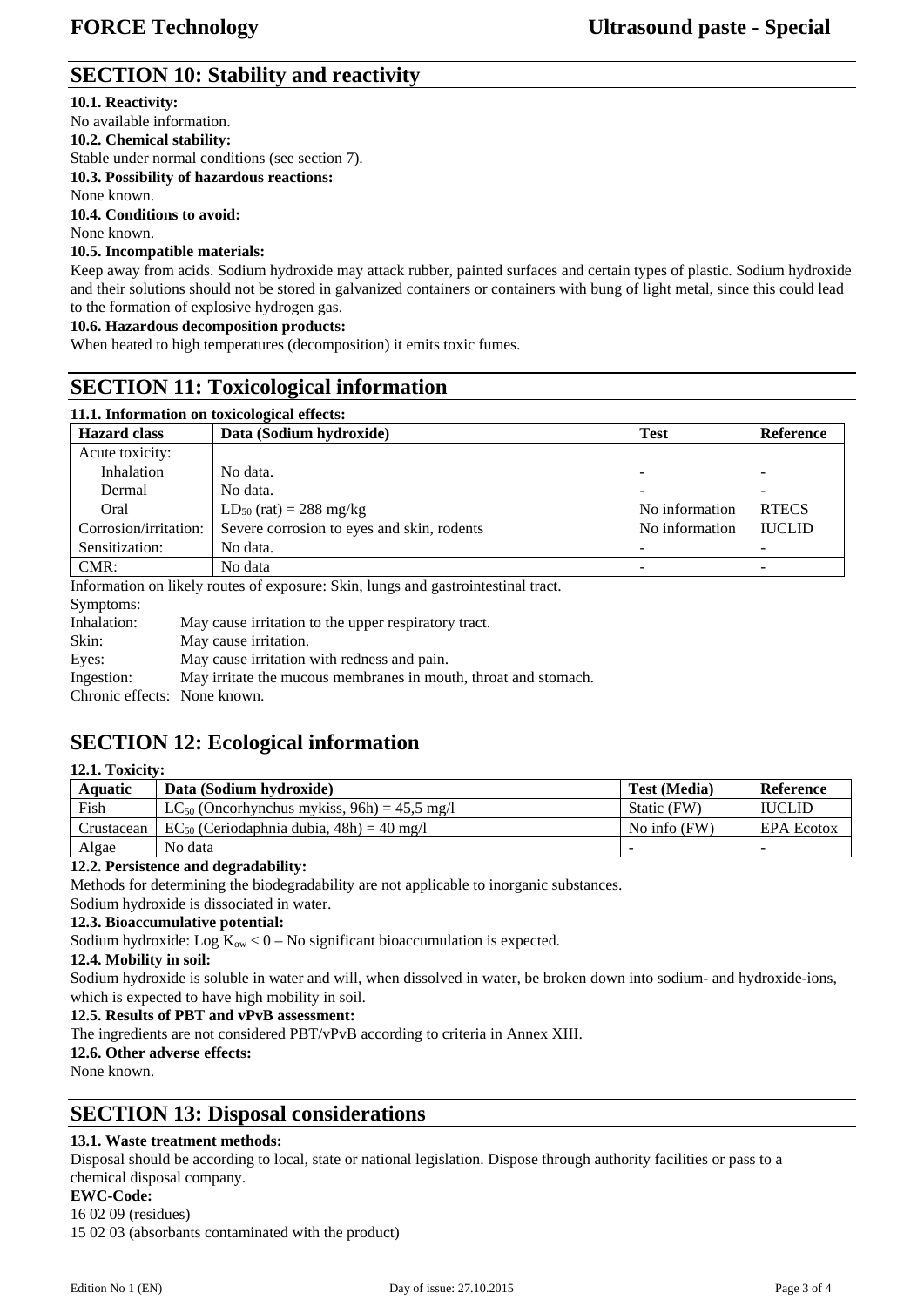## SECTION 10: Stability and reactivity

**10.1. Reactivity:**
No available information.

**10.2. Chemical stability:**
Stable under normal conditions (see section 7).

**10.3. Possibility of hazardous reactions:**
None known.

**10.4. Conditions to avoid:**
None known.

**10.5. Incompatible materials:**
Keep away from acids. Sodium hydroxide may attack rubber, painted surfaces and certain types of plastic. Sodium hydroxide and their solutions should not be stored in galvanized containers or containers with bung of light metal, since this could lead to the formation of explosive hydrogen gas.

**10.6. Hazardous decomposition products:**
When heated to high temperatures (decomposition) it emits toxic fumes.

## SECTION 11: Toxicological information

**11.1. Information on toxicological effects:**

| Hazard class | Data (Sodium hydroxide) | Test | Reference |
|---|---|---|---|
| Acute toxicity: | | | |
| Inhalation | No data. | - | - |
| Dermal | No data. | - | - |
| Oral | $LD_{50}$ (rat) = 288 mg/kg | No information | RTECS |
| Corrosion/irritation: | Severe corrosion to eyes and skin, rodents | No information | IUCLID |
| Sensitization: | No data. | - | - |
| CMR: | No data | - | - |

Information on likely routes of exposure: Skin, lungs and gastrointestinal tract.

Symptoms:

Inhalation: May cause irritation to the upper respiratory tract.
Skin: May cause irritation.
Eyes: May cause irritation with redness and pain.
Ingestion: May irritate the mucous membranes in mouth, throat and stomach.
Chronic effects: None known.

## SECTION 12: Ecological information

**12.1. Toxicity:**

| Aquatic | Data (Sodium hydroxide) | Test (Media) | Reference |
|---|---|---|---|
| Fish | $LC_{50}$ (Oncorhynchus mykiss, 96h) = 45,5 mg/l | Static (FW) | IUCLID |
| Crustacean | $EC_{50}$ (Ceriodaphnia dubia, 48h) = 40 mg/l | No info (FW) | EPA Ecotox |
| Algae | No data | - | - |

**12.2. Persistence and degradability:**
Methods for determining the biodegradability are not applicable to inorganic substances.
Sodium hydroxide is dissociated in water.

**12.3. Bioaccumulative potential:**
Sodium hydroxide: Log $K_{ow} < 0$ – No significant bioaccumulation is expected.

**12.4. Mobility in soil:**
Sodium hydroxide is soluble in water and will, when dissolved in water, be broken down into sodium- and hydroxide-ions, which is expected to have high mobility in soil.

**12.5. Results of PBT and vPvB assessment:**
The ingredients are not considered PBT/vPvB according to criteria in Annex XIII.

**12.6. Other adverse effects:**
None known.

## SECTION 13: Disposal considerations

**13.1. Waste treatment methods:**
Disposal should be according to local, state or national legislation. Dispose through authority facilities or pass to a chemical disposal company.

**EWC-Code:**
16 02 09 (residues)
15 02 03 (absorbants contaminated with the product)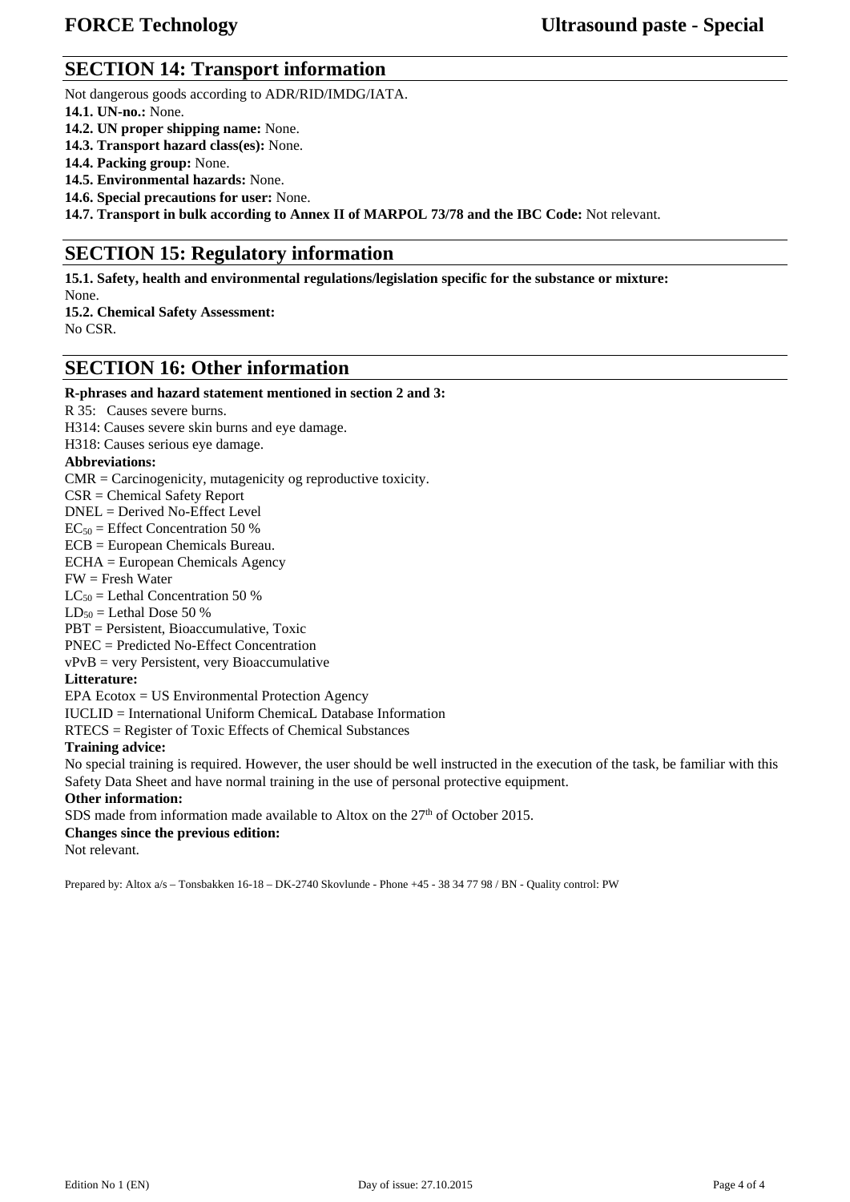## SECTION 14: Transport information

Not dangerous goods according to ADR/RID/IMDG/IATA.

**14.1. UN-no.:** None.
**14.2. UN proper shipping name:** None.
**14.3. Transport hazard class(es):** None.
**14.4. Packing group:** None.
**14.5. Environmental hazards:** None.
**14.6. Special precautions for user:** None.
**14.7. Transport in bulk according to Annex II of MARPOL 73/78 and the IBC Code:** Not relevant.

## SECTION 15: Regulatory information

**15.1. Safety, health and environmental regulations/legislation specific for the substance or mixture:**
None.
**15.2. Chemical Safety Assessment:**
No CSR.

## SECTION 16: Other information

**R-phrases and hazard statement mentioned in section 2 and 3:**
R 35: Causes severe burns.
H314: Causes severe skin burns and eye damage.
H318: Causes serious eye damage.
**Abbreviations:**
CMR = Carcinogenicity, mutagenicity og reproductive toxicity.
CSR = Chemical Safety Report
DNEL = Derived No-Effect Level
$EC_{50}$ = Effect Concentration 50 %
ECB = European Chemicals Bureau.
ECHA = European Chemicals Agency
FW = Fresh Water
$LC_{50}$ = Lethal Concentration 50 %
$LD_{50}$ = Lethal Dose 50 %
PBT = Persistent, Bioaccumulative, Toxic
PNEC = Predicted No-Effect Concentration
vPvB = very Persistent, very Bioaccumulative
**Litterature:**
EPA Ecotox = US Environmental Protection Agency
IUCLID = International Uniform ChemicaL Database Information
RTECS = Register of Toxic Effects of Chemical Substances
**Training advice:**
No special training is required. However, the user should be well instructed in the execution of the task, be familiar with this Safety Data Sheet and have normal training in the use of personal protective equipment.
**Other information:**
SDS made from information made available to Altox on the 27th of October 2015.
**Changes since the previous edition:**
Not relevant.

Prepared by: Altox a/s – Tonsbakken 16-18 – DK-2740 Skovlunde - Phone +45 - 38 34 77 98 / BN - Quality control: PW